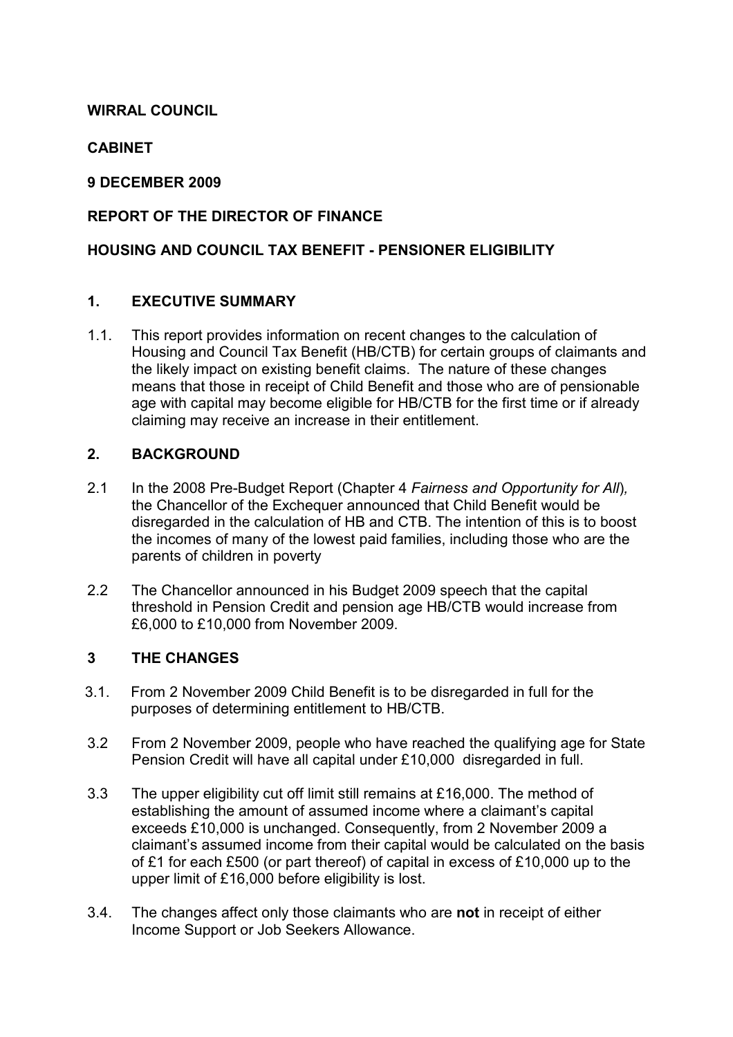**WIRRAL COUNCIL**

**CABINET**

**9 DECEMBER 2009**

**REPORT OF THE DIRECTOR OF FINANCE**

**HOUSING AND COUNCIL TAX BENEFIT - PENSIONER ELIGIBILITY**

## 1. EXECUTIVE SUMMARY

1.1. This report provides information on recent changes to the calculation of Housing and Council Tax Benefit (HB/CTB) for certain groups of claimants and the likely impact on existing benefit claims. The nature of these changes means that those in receipt of Child Benefit and those who are of pensionable age with capital may become eligible for HB/CTB for the first time or if already claiming may receive an increase in their entitlement.

## 2. BACKGROUND

2.1 In the 2008 Pre-Budget Report (Chapter 4 *Fairness and Opportunity for All*), the Chancellor of the Exchequer announced that Child Benefit would be disregarded in the calculation of HB and CTB. The intention of this is to boost the incomes of many of the lowest paid families, including those who are the parents of children in poverty

2.2 The Chancellor announced in his Budget 2009 speech that the capital threshold in Pension Credit and pension age HB/CTB would increase from £6,000 to £10,000 from November 2009.

## 3 THE CHANGES

3.1. From 2 November 2009 Child Benefit is to be disregarded in full for the purposes of determining entitlement to HB/CTB.

3.2 From 2 November 2009, people who have reached the qualifying age for State Pension Credit will have all capital under £10,000 disregarded in full.

3.3 The upper eligibility cut off limit still remains at £16,000. The method of establishing the amount of assumed income where a claimant's capital exceeds £10,000 is unchanged. Consequently, from 2 November 2009 a claimant's assumed income from their capital would be calculated on the basis of £1 for each £500 (or part thereof) of capital in excess of £10,000 up to the upper limit of £16,000 before eligibility is lost.

3.4. The changes affect only those claimants who are **not** in receipt of either Income Support or Job Seekers Allowance.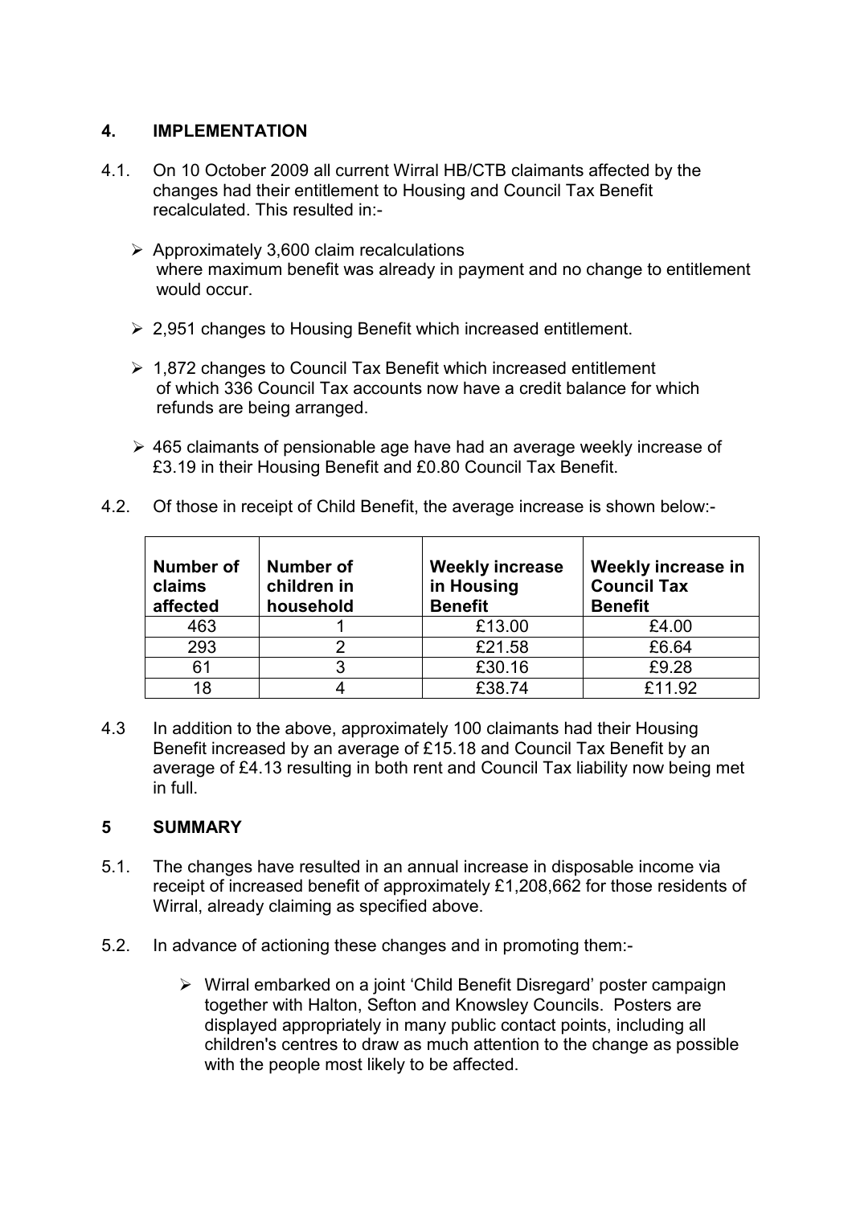## 4. IMPLEMENTATION

4.1. On 10 October 2009 all current Wirral HB/CTB claimants affected by the changes had their entitlement to Housing and Council Tax Benefit recalculated. This resulted in:-

- Approximately 3,600 claim recalculations where maximum benefit was already in payment and no change to entitlement would occur.
- 2,951 changes to Housing Benefit which increased entitlement.
- 1,872 changes to Council Tax Benefit which increased entitlement of which 336 Council Tax accounts now have a credit balance for which refunds are being arranged.
- 465 claimants of pensionable age have had an average weekly increase of £3.19 in their Housing Benefit and £0.80 Council Tax Benefit.

4.2. Of those in receipt of Child Benefit, the average increase is shown below:-

| Number of claims affected | Number of children in household | Weekly increase in Housing Benefit | Weekly increase in Council Tax Benefit |
|---|---|---|---|
| 463 | 1 | £13.00 | £4.00 |
| 293 | 2 | £21.58 | £6.64 |
| 61 | 3 | £30.16 | £9.28 |
| 18 | 4 | £38.74 | £11.92 |

4.3 In addition to the above, approximately 100 claimants had their Housing Benefit increased by an average of £15.18 and Council Tax Benefit by an average of £4.13 resulting in both rent and Council Tax liability now being met in full.

## 5 SUMMARY

5.1. The changes have resulted in an annual increase in disposable income via receipt of increased benefit of approximately £1,208,662 for those residents of Wirral, already claiming as specified above.

5.2. In advance of actioning these changes and in promoting them:-

- Wirral embarked on a joint 'Child Benefit Disregard' poster campaign together with Halton, Sefton and Knowsley Councils. Posters are displayed appropriately in many public contact points, including all children's centres to draw as much attention to the change as possible with the people most likely to be affected.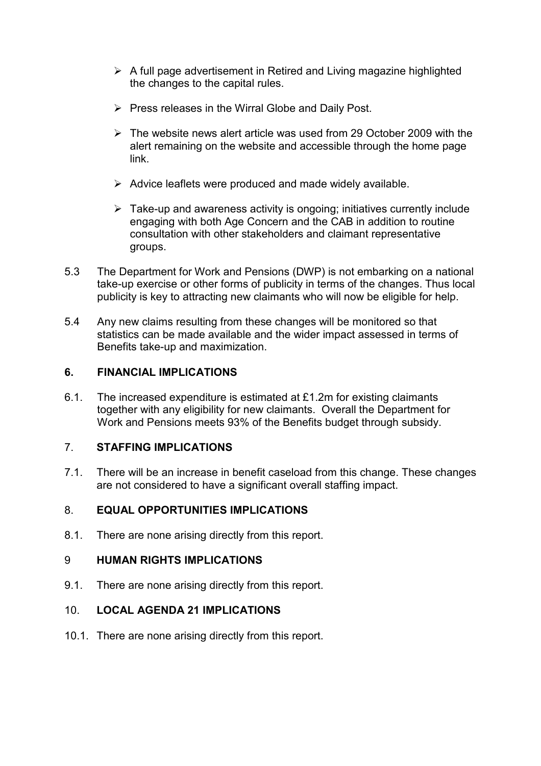- A full page advertisement in Retired and Living magazine highlighted the changes to the capital rules.
- Press releases in the Wirral Globe and Daily Post.
- The website news alert article was used from 29 October 2009 with the alert remaining on the website and accessible through the home page link.
- Advice leaflets were produced and made widely available.
- Take-up and awareness activity is ongoing; initiatives currently include engaging with both Age Concern and the CAB in addition to routine consultation with other stakeholders and claimant representative groups.

5.3 The Department for Work and Pensions (DWP) is not embarking on a national take-up exercise or other forms of publicity in terms of the changes. Thus local publicity is key to attracting new claimants who will now be eligible for help.

5.4 Any new claims resulting from these changes will be monitored so that statistics can be made available and the wider impact assessed in terms of Benefits take-up and maximization.

## 6. FINANCIAL IMPLICATIONS

6.1. The increased expenditure is estimated at £1.2m for existing claimants together with any eligibility for new claimants. Overall the Department for Work and Pensions meets 93% of the Benefits budget through subsidy.

## 7. STAFFING IMPLICATIONS

7.1. There will be an increase in benefit caseload from this change. These changes are not considered to have a significant overall staffing impact.

## 8. EQUAL OPPORTUNITIES IMPLICATIONS

8.1. There are none arising directly from this report.

## 9 HUMAN RIGHTS IMPLICATIONS

9.1. There are none arising directly from this report.

## 10. LOCAL AGENDA 21 IMPLICATIONS

10.1. There are none arising directly from this report.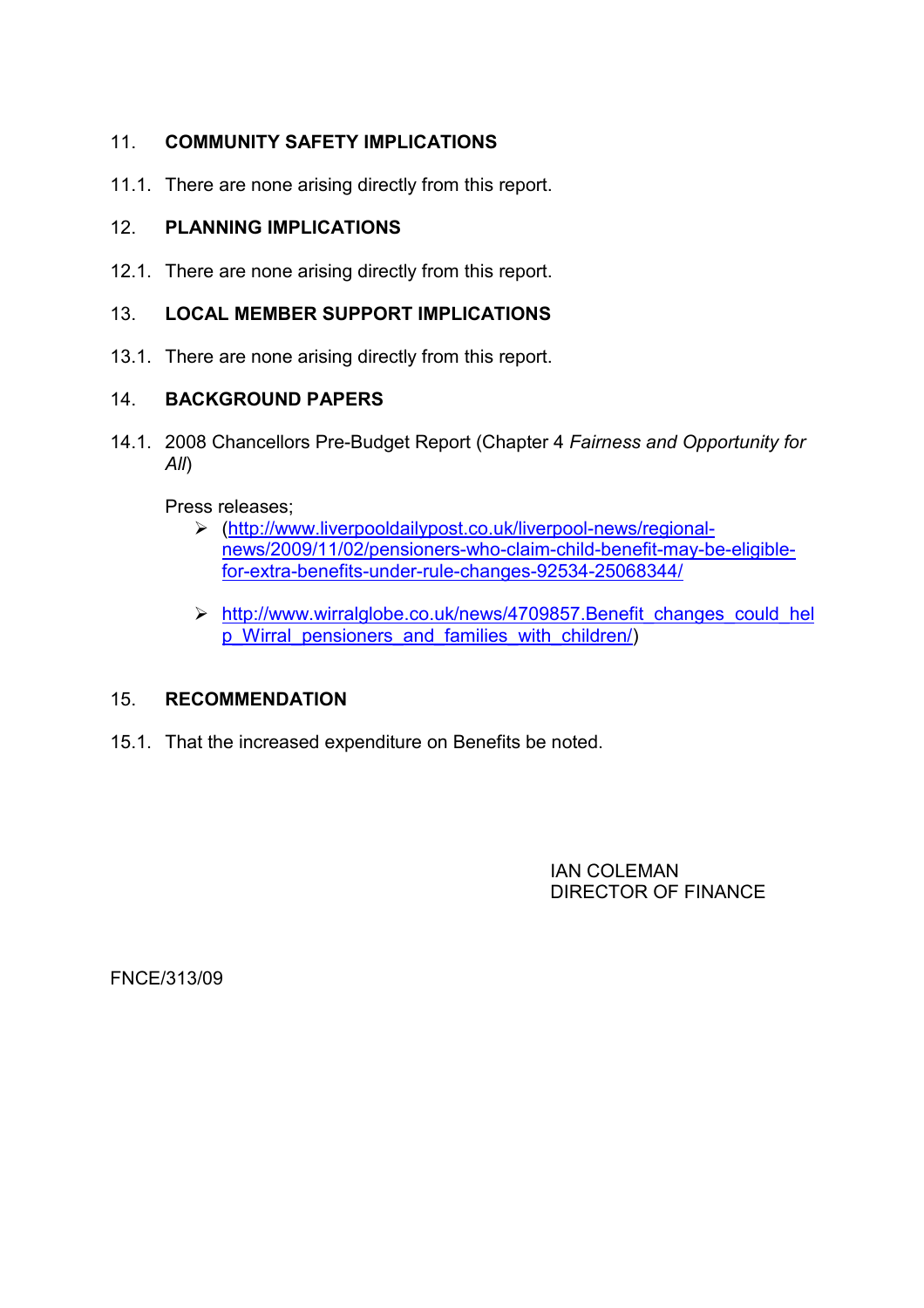## 11. COMMUNITY SAFETY IMPLICATIONS

11.1. There are none arising directly from this report.

## 12. PLANNING IMPLICATIONS

12.1. There are none arising directly from this report.

## 13. LOCAL MEMBER SUPPORT IMPLICATIONS

13.1. There are none arising directly from this report.

## 14. BACKGROUND PAPERS

14.1. 2008 Chancellors Pre-Budget Report (Chapter 4 *Fairness and Opportunity for All*)

Press releases;

- (http://www.liverpooldailypost.co.uk/liverpool-news/regional-news/2009/11/02/pensioners-who-claim-child-benefit-may-be-eligible-for-extra-benefits-under-rule-changes-92534-25068344/
- http://www.wirralglobe.co.uk/news/4709857.Benefit_changes_could_help_Wirral_pensioners_and_families_with_children/)

## 15. RECOMMENDATION

15.1. That the increased expenditure on Benefits be noted.

IAN COLEMAN
DIRECTOR OF FINANCE

FNCE/313/09